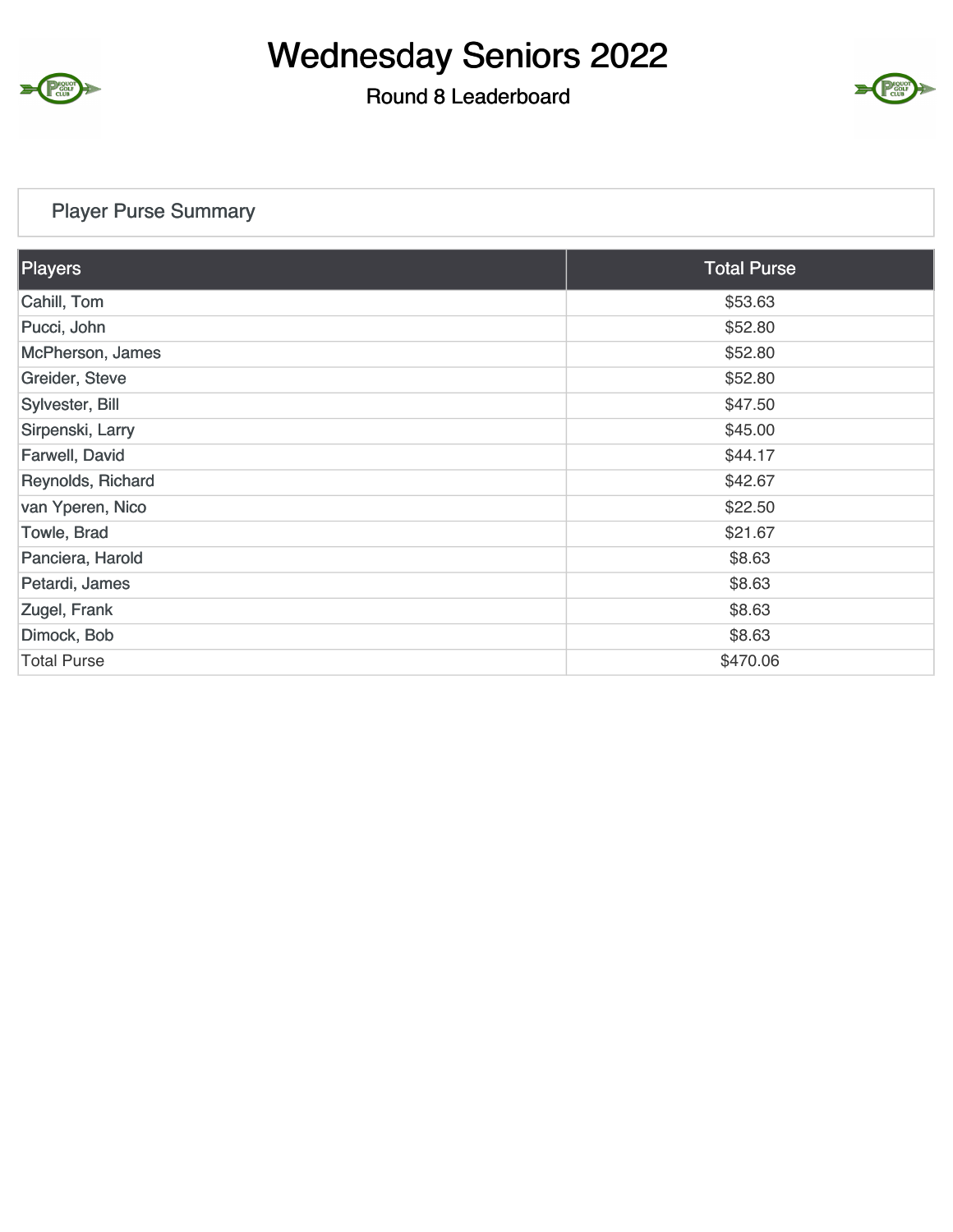# Wednesday Seniors 2022

## Round 8 Leaderboard

### Player Purse Summary

| Players | Total Purse |
|---|---|
| Cahill, Tom | $53.63 |
| Pucci, John | $52.80 |
| McPherson, James | $52.80 |
| Greider, Steve | $52.80 |
| Sylvester, Bill | $47.50 |
| Sirpenski, Larry | $45.00 |
| Farwell, David | $44.17 |
| Reynolds, Richard | $42.67 |
| van Yperen, Nico | $22.50 |
| Towle, Brad | $21.67 |
| Panciera, Harold | $8.63 |
| Petardi, James | $8.63 |
| Zugel, Frank | $8.63 |
| Dimock, Bob | $8.63 |
| Total Purse | $470.06 |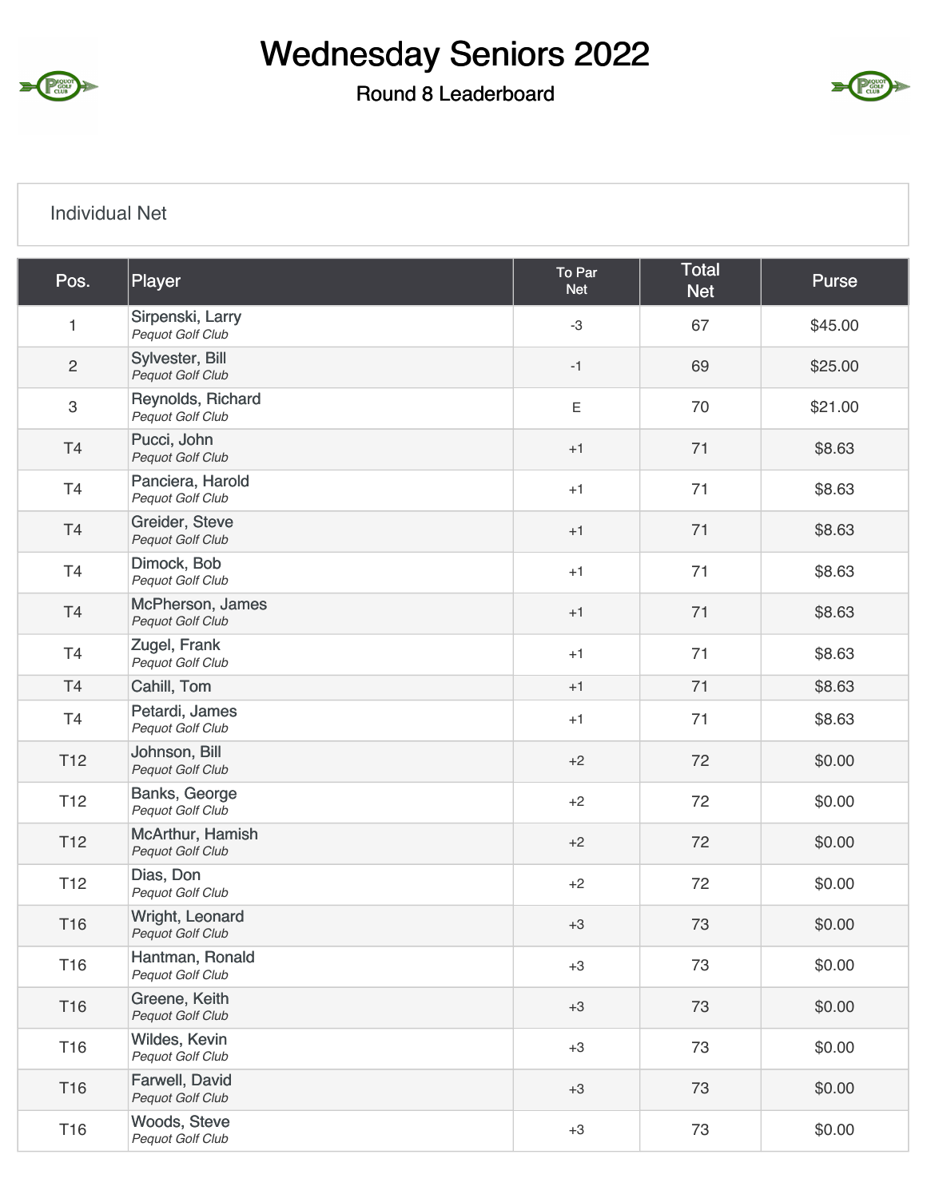# Wednesday Seniors 2022

## Round 8 Leaderboard

### Individual Net

| Pos. | Player | To Par Net | Total Net | Purse |
|---|---|---|---|---|
| 1 | Sirpenski, Larry *Pequot Golf Club* | -3 | 67 | $45.00 |
| 2 | Sylvester, Bill *Pequot Golf Club* | -1 | 69 | $25.00 |
| 3 | Reynolds, Richard *Pequot Golf Club* | E | 70 | $21.00 |
| T4 | Pucci, John *Pequot Golf Club* | +1 | 71 | $8.63 |
| T4 | Panciera, Harold *Pequot Golf Club* | +1 | 71 | $8.63 |
| T4 | Greider, Steve *Pequot Golf Club* | +1 | 71 | $8.63 |
| T4 | Dimock, Bob *Pequot Golf Club* | +1 | 71 | $8.63 |
| T4 | McPherson, James *Pequot Golf Club* | +1 | 71 | $8.63 |
| T4 | Zugel, Frank *Pequot Golf Club* | +1 | 71 | $8.63 |
| T4 | Cahill, Tom | +1 | 71 | $8.63 |
| T4 | Petardi, James *Pequot Golf Club* | +1 | 71 | $8.63 |
| T12 | Johnson, Bill *Pequot Golf Club* | +2 | 72 | $0.00 |
| T12 | Banks, George *Pequot Golf Club* | +2 | 72 | $0.00 |
| T12 | McArthur, Hamish *Pequot Golf Club* | +2 | 72 | $0.00 |
| T12 | Dias, Don *Pequot Golf Club* | +2 | 72 | $0.00 |
| T16 | Wright, Leonard *Pequot Golf Club* | +3 | 73 | $0.00 |
| T16 | Hantman, Ronald *Pequot Golf Club* | +3 | 73 | $0.00 |
| T16 | Greene, Keith *Pequot Golf Club* | +3 | 73 | $0.00 |
| T16 | Wildes, Kevin *Pequot Golf Club* | +3 | 73 | $0.00 |
| T16 | Farwell, David *Pequot Golf Club* | +3 | 73 | $0.00 |
| T16 | Woods, Steve *Pequot Golf Club* | +3 | 73 | $0.00 |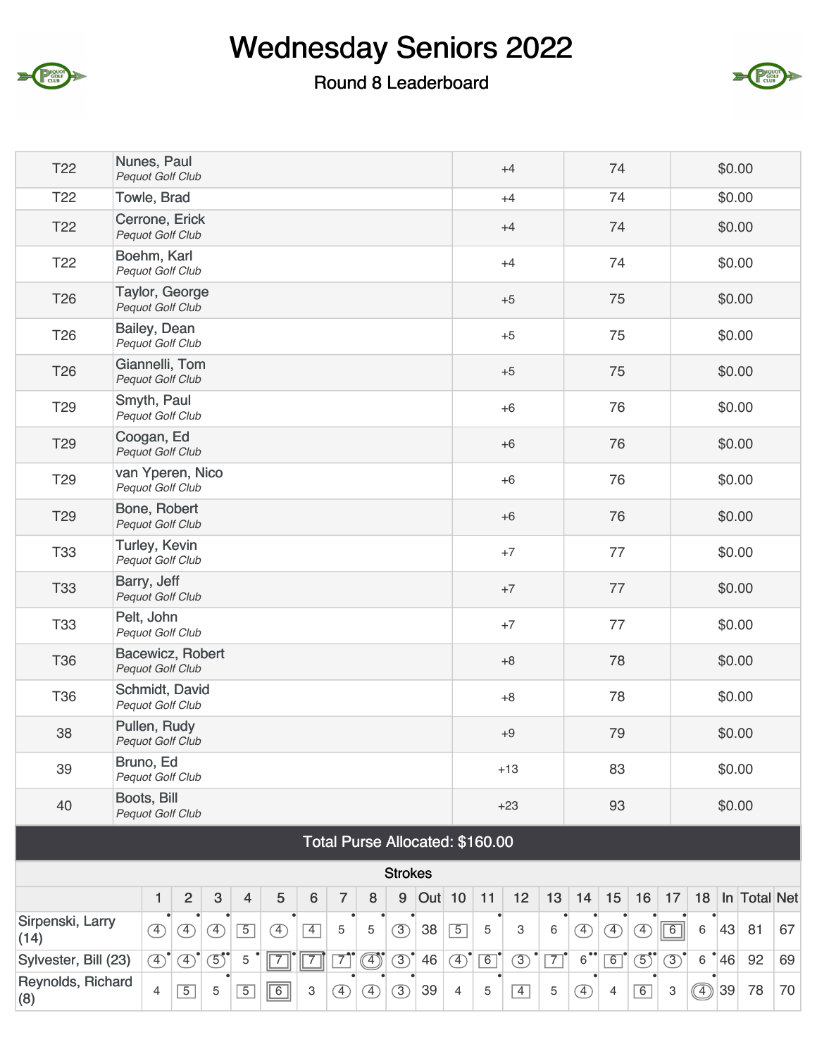# Wednesday Seniors 2022

## Round 8 Leaderboard

| | | | | |
|---|---|---|---|---|
| T22 | Nunes, Paul *Pequot Golf Club* | +4 | 74 | $0.00 |
| T22 | Towle, Brad | +4 | 74 | $0.00 |
| T22 | Cerrone, Erick *Pequot Golf Club* | +4 | 74 | $0.00 |
| T22 | Boehm, Karl *Pequot Golf Club* | +4 | 74 | $0.00 |
| T26 | Taylor, George *Pequot Golf Club* | +5 | 75 | $0.00 |
| T26 | Bailey, Dean *Pequot Golf Club* | +5 | 75 | $0.00 |
| T26 | Giannelli, Tom *Pequot Golf Club* | +5 | 75 | $0.00 |
| T29 | Smyth, Paul *Pequot Golf Club* | +6 | 76 | $0.00 |
| T29 | Coogan, Ed *Pequot Golf Club* | +6 | 76 | $0.00 |
| T29 | van Yperen, Nico *Pequot Golf Club* | +6 | 76 | $0.00 |
| T29 | Bone, Robert *Pequot Golf Club* | +6 | 76 | $0.00 |
| T33 | Turley, Kevin *Pequot Golf Club* | +7 | 77 | $0.00 |
| T33 | Barry, Jeff *Pequot Golf Club* | +7 | 77 | $0.00 |
| T33 | Pelt, John *Pequot Golf Club* | +7 | 77 | $0.00 |
| T36 | Bacewicz, Robert *Pequot Golf Club* | +8 | 78 | $0.00 |
| T36 | Schmidt, David *Pequot Golf Club* | +8 | 78 | $0.00 |
| 38 | Pullen, Rudy *Pequot Golf Club* | +9 | 79 | $0.00 |
| 39 | Bruno, Ed *Pequot Golf Club* | +13 | 83 | $0.00 |
| 40 | Boots, Bill *Pequot Golf Club* | +23 | 93 | $0.00 |

**Total Purse Allocated: $160.00**

**Strokes**

| | 1 | 2 | 3 | 4 | 5 | 6 | 7 | 8 | 9 | Out | 10 | 11 | 12 | 13 | 14 | 15 | 16 | 17 | 18 | In | Total | Net |
|---|---|---|---|---|---|---|---|---|---|---|---|---|---|---|---|---|---|---|---|---|---|---|
| Sirpenski, Larry (14) | 4 | 4 | 4 | 5 | 4 | 4 | 5 | 5 | 3 | 38 | 5 | 5 | 3 | 6 | 4 | 4 | 4 | 6 | 6 | 43 | 81 | 67 |
| Sylvester, Bill (23) | 4 | 4 | 5 | 5 | 7 | 7 | 7 | 4 | 3 | 46 | 4 | 6 | 3 | 7 | 6 | 6 | 5 | 3 | 6 | 46 | 92 | 69 |
| Reynolds, Richard (8) | 4 | 5 | 5 | 5 | 6 | 3 | 4 | 4 | 3 | 39 | 4 | 5 | 4 | 5 | 4 | 4 | 6 | 3 | 4 | 39 | 78 | 70 |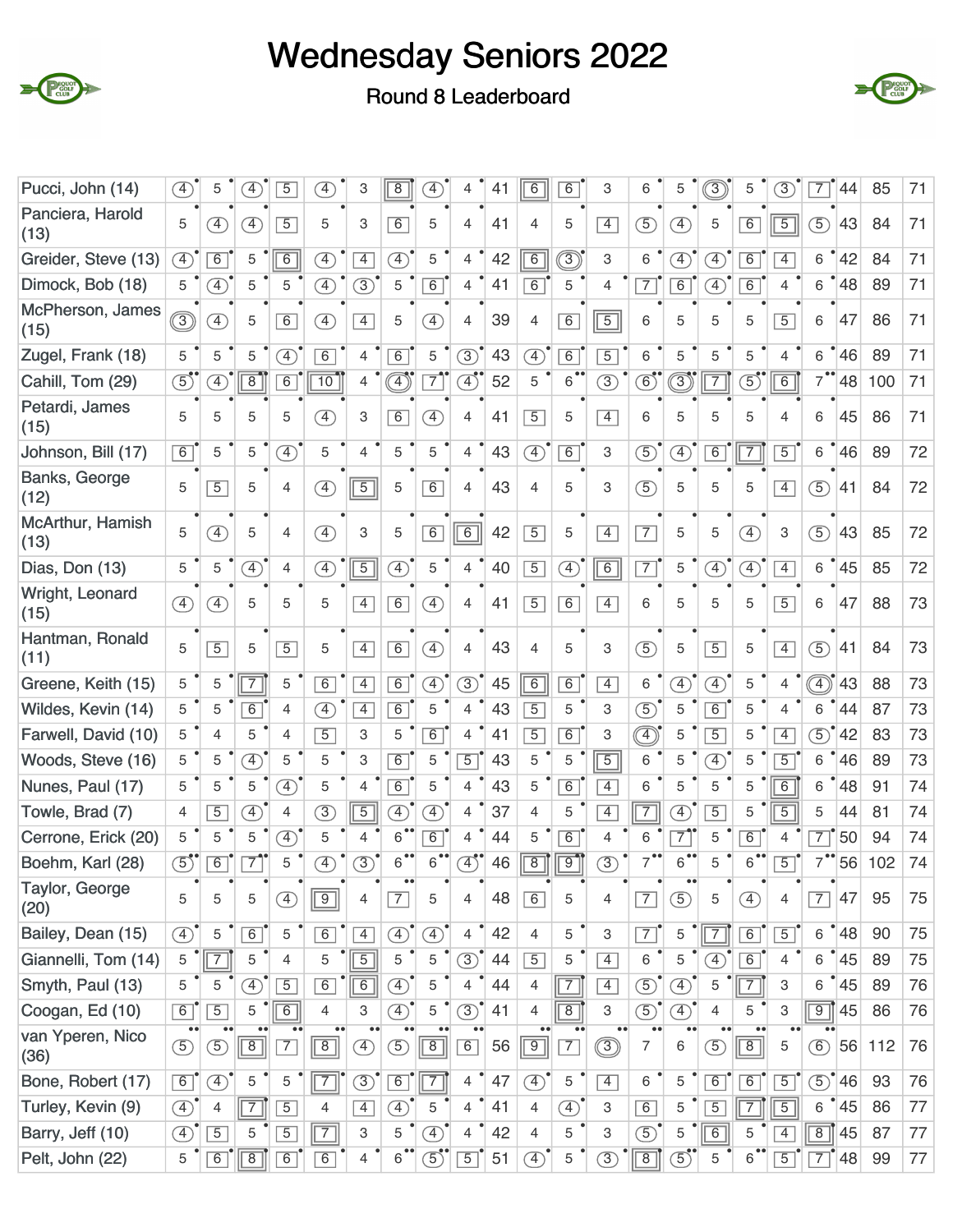# Wednesday Seniors 2022

## Round 8 Leaderboard

| Player | 1 | 2 | 3 | 4 | 5 | 6 | 7 | 8 | 9 | Out | 10 | 11 | 12 | 13 | 14 | 15 | 16 | 17 | 18 | In | Gross | Net |
|---|---|---|---|---|---|---|---|---|---|---|---|---|---|---|---|---|---|---|---|---|---|---|
| Pucci, John (14) | 4 | 5 | 4 | 5 | 4 | 3 | 8 | 4 | 4 | 41 | 6 | 6 | 3 | 6 | 5 | 3 | 5 | 3 | 7 | 44 | 85 | 71 |
| Panciera, Harold (13) | 5 | 4 | 4 | 5 | 5 | 3 | 6 | 5 | 4 | 41 | 4 | 5 | 4 | 5 | 4 | 5 | 6 | 5 | 5 | 43 | 84 | 71 |
| Greider, Steve (13) | 4 | 6 | 5 | 6 | 4 | 4 | 4 | 5 | 4 | 42 | 6 | 3 | 3 | 6 | 4 | 4 | 6 | 4 | 6 | 42 | 84 | 71 |
| Dimock, Bob (18) | 5 | 4 | 5 | 5 | 4 | 3 | 5 | 6 | 4 | 41 | 6 | 5 | 4 | 7 | 6 | 4 | 6 | 4 | 6 | 48 | 89 | 71 |
| McPherson, James (15) | 3 | 4 | 5 | 6 | 4 | 4 | 5 | 4 | 4 | 39 | 4 | 6 | 5 | 6 | 5 | 5 | 5 | 5 | 6 | 47 | 86 | 71 |
| Zugel, Frank (18) | 5 | 5 | 5 | 4 | 6 | 4 | 6 | 5 | 3 | 43 | 4 | 6 | 5 | 6 | 5 | 5 | 5 | 4 | 6 | 46 | 89 | 71 |
| Cahill, Tom (29) | 5 | 4 | 8 | 6 | 10 | 4 | 4 | 7 | 4 | 52 | 5 | 6 | 3 | 6 | 3 | 7 | 5 | 6 | 7 | 48 | 100 | 71 |
| Petardi, James (15) | 5 | 5 | 5 | 5 | 4 | 3 | 6 | 4 | 4 | 41 | 5 | 5 | 4 | 6 | 5 | 5 | 5 | 4 | 6 | 45 | 86 | 71 |
| Johnson, Bill (17) | 6 | 5 | 5 | 4 | 5 | 4 | 5 | 5 | 4 | 43 | 4 | 6 | 3 | 5 | 4 | 6 | 7 | 5 | 6 | 46 | 89 | 72 |
| Banks, George (12) | 5 | 5 | 5 | 4 | 4 | 5 | 5 | 6 | 4 | 43 | 4 | 5 | 3 | 5 | 5 | 5 | 5 | 4 | 5 | 41 | 84 | 72 |
| McArthur, Hamish (13) | 5 | 4 | 5 | 4 | 4 | 3 | 5 | 6 | 6 | 42 | 5 | 5 | 4 | 7 | 5 | 5 | 4 | 3 | 5 | 43 | 85 | 72 |
| Dias, Don (13) | 5 | 5 | 4 | 4 | 4 | 5 | 4 | 5 | 4 | 40 | 5 | 4 | 6 | 7 | 5 | 4 | 4 | 4 | 6 | 45 | 85 | 72 |
| Wright, Leonard (15) | 4 | 4 | 5 | 5 | 5 | 4 | 6 | 4 | 4 | 41 | 5 | 6 | 4 | 6 | 5 | 5 | 5 | 5 | 6 | 47 | 88 | 73 |
| Hantman, Ronald (11) | 5 | 5 | 5 | 5 | 5 | 4 | 6 | 4 | 4 | 43 | 4 | 5 | 3 | 5 | 5 | 5 | 5 | 4 | 5 | 41 | 84 | 73 |
| Greene, Keith (15) | 5 | 5 | 7 | 5 | 6 | 4 | 6 | 4 | 3 | 45 | 6 | 6 | 4 | 6 | 4 | 4 | 5 | 4 | 4 | 43 | 88 | 73 |
| Wildes, Kevin (14) | 5 | 5 | 6 | 4 | 4 | 4 | 6 | 5 | 4 | 43 | 5 | 5 | 3 | 5 | 5 | 6 | 5 | 4 | 6 | 44 | 87 | 73 |
| Farwell, David (10) | 5 | 4 | 5 | 4 | 5 | 3 | 5 | 6 | 4 | 41 | 5 | 6 | 3 | 4 | 5 | 5 | 5 | 4 | 5 | 42 | 83 | 73 |
| Woods, Steve (16) | 5 | 5 | 4 | 5 | 5 | 3 | 6 | 5 | 5 | 43 | 5 | 5 | 5 | 6 | 5 | 4 | 5 | 5 | 6 | 46 | 89 | 73 |
| Nunes, Paul (17) | 5 | 5 | 5 | 4 | 5 | 4 | 6 | 5 | 4 | 43 | 5 | 6 | 4 | 6 | 5 | 5 | 5 | 6 | 6 | 48 | 91 | 74 |
| Towle, Brad (7) | 4 | 5 | 4 | 4 | 3 | 5 | 4 | 4 | 4 | 37 | 4 | 5 | 4 | 7 | 4 | 5 | 5 | 5 | 5 | 44 | 81 | 74 |
| Cerrone, Erick (20) | 5 | 5 | 5 | 4 | 5 | 4 | 6 | 6 | 4 | 44 | 5 | 6 | 4 | 6 | 7 | 5 | 6 | 4 | 7 | 50 | 94 | 74 |
| Boehm, Karl (28) | 5 | 6 | 7 | 5 | 4 | 3 | 6 | 6 | 4 | 46 | 8 | 9 | 3 | 7 | 6 | 5 | 6 | 5 | 7 | 56 | 102 | 74 |
| Taylor, George (20) | 5 | 5 | 5 | 4 | 9 | 4 | 7 | 5 | 4 | 48 | 6 | 5 | 4 | 7 | 5 | 5 | 4 | 4 | 7 | 47 | 95 | 75 |
| Bailey, Dean (15) | 4 | 5 | 6 | 5 | 6 | 4 | 4 | 4 | 4 | 42 | 4 | 5 | 3 | 7 | 5 | 7 | 6 | 5 | 6 | 48 | 90 | 75 |
| Giannelli, Tom (14) | 5 | 7 | 5 | 4 | 5 | 5 | 5 | 5 | 3 | 44 | 5 | 5 | 4 | 6 | 5 | 4 | 6 | 4 | 6 | 45 | 89 | 75 |
| Smyth, Paul (13) | 5 | 5 | 4 | 5 | 6 | 6 | 4 | 5 | 4 | 44 | 4 | 7 | 4 | 5 | 4 | 5 | 7 | 3 | 6 | 45 | 89 | 76 |
| Coogan, Ed (10) | 6 | 5 | 5 | 6 | 4 | 3 | 4 | 5 | 3 | 41 | 4 | 8 | 3 | 5 | 4 | 4 | 5 | 3 | 9 | 45 | 86 | 76 |
| van Yperen, Nico (36) | 5 | 5 | 8 | 7 | 8 | 4 | 5 | 8 | 6 | 56 | 9 | 7 | 3 | 7 | 6 | 5 | 8 | 5 | 6 | 56 | 112 | 76 |
| Bone, Robert (17) | 6 | 4 | 5 | 5 | 7 | 3 | 6 | 7 | 4 | 47 | 4 | 5 | 4 | 6 | 5 | 6 | 6 | 5 | 5 | 46 | 93 | 76 |
| Turley, Kevin (9) | 4 | 4 | 7 | 5 | 4 | 4 | 4 | 5 | 4 | 41 | 4 | 4 | 3 | 6 | 5 | 5 | 7 | 5 | 6 | 45 | 86 | 77 |
| Barry, Jeff (10) | 4 | 5 | 5 | 5 | 7 | 3 | 5 | 4 | 4 | 42 | 4 | 5 | 3 | 5 | 5 | 6 | 5 | 4 | 8 | 45 | 87 | 77 |
| Pelt, John (22) | 5 | 6 | 8 | 6 | 6 | 4 | 6 | 5 | 5 | 51 | 4 | 5 | 3 | 8 | 5 | 5 | 6 | 5 | 7 | 48 | 99 | 77 |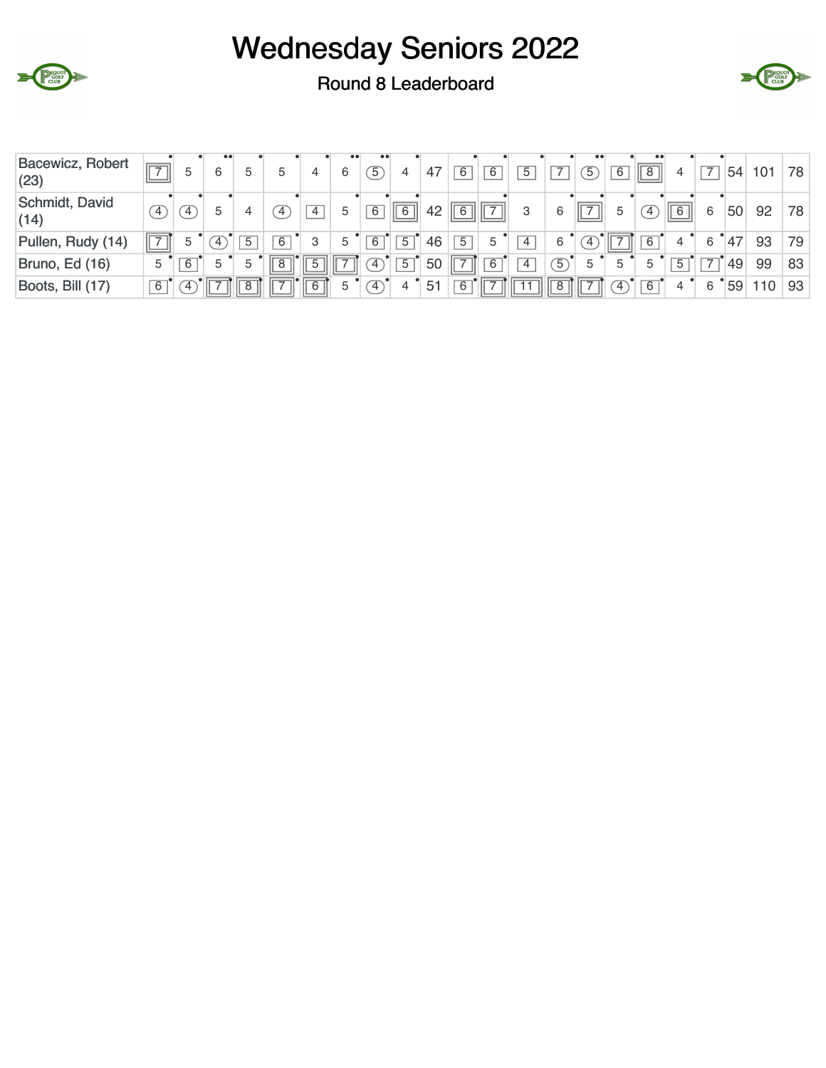# Wednesday Seniors 2022

## Round 8 Leaderboard

| Player | 1 | 2 | 3 | 4 | 5 | 6 | 7 | 8 | 9 | Out | 10 | 11 | 12 | 13 | 14 | 15 | 16 | 17 | 18 | In | Total | Net |
|---|---|---|---|---|---|---|---|---|---|---|---|---|---|---|---|---|---|---|---|---|---|---|
| Bacewicz, Robert (23) | 7 | 5 | 6 | 5 | 5 | 4 | 6 | 5 | 4 | 47 | 6 | 6 | 5 | 7 | 5 | 6 | 8 | 4 | 7 | 54 | 101 | 78 |
| Schmidt, David (14) | 4 | 4 | 5 | 4 | 4 | 4 | 5 | 6 | 6 | 42 | 6 | 7 | 3 | 6 | 7 | 5 | 4 | 6 | 6 | 50 | 92 | 78 |
| Pullen, Rudy (14) | 7 | 5 | 4 | 5 | 6 | 3 | 5 | 6 | 5 | 46 | 5 | 5 | 4 | 6 | 4 | 7 | 6 | 4 | 6 | 47 | 93 | 79 |
| Bruno, Ed (16) | 5 | 6 | 5 | 5 | 8 | 5 | 7 | 4 | 5 | 50 | 7 | 6 | 4 | 5 | 5 | 5 | 5 | 5 | 7 | 49 | 99 | 83 |
| Boots, Bill (17) | 6 | 4 | 7 | 8 | 7 | 6 | 5 | 4 | 4 | 51 | 6 | 7 | 11 | 8 | 7 | 4 | 6 | 4 | 6 | 59 | 110 | 93 |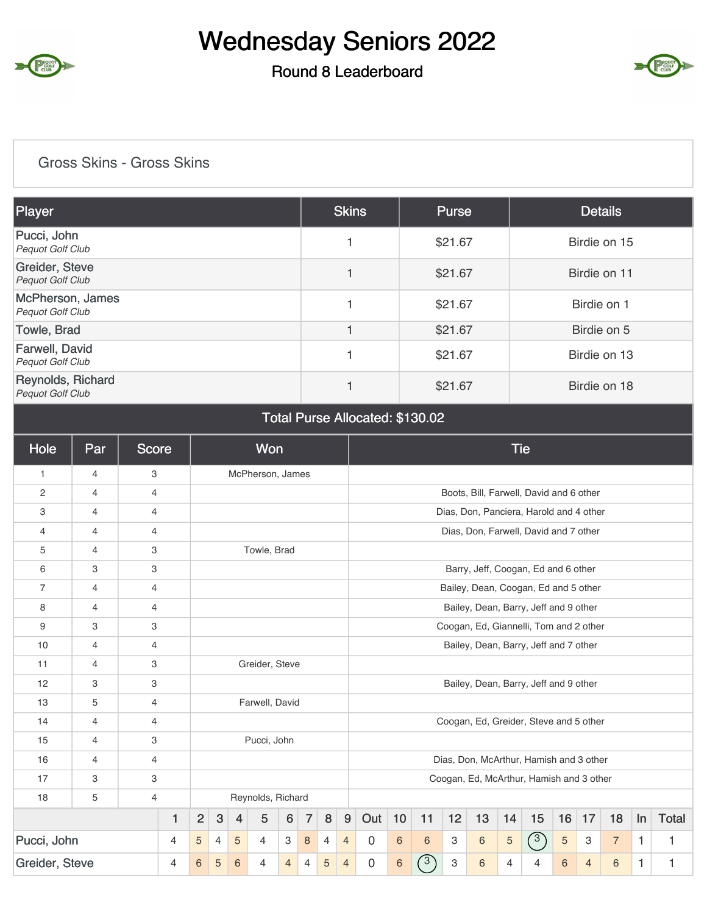# Wednesday Seniors 2022

## Round 8 Leaderboard

### Gross Skins - Gross Skins

| Player | Skins | Purse | Details |
|---|---|---|---|
| Pucci, John *Pequot Golf Club* | 1 | $21.67 | Birdie on 15 |
| Greider, Steve *Pequot Golf Club* | 1 | $21.67 | Birdie on 11 |
| McPherson, James *Pequot Golf Club* | 1 | $21.67 | Birdie on 1 |
| Towle, Brad | 1 | $21.67 | Birdie on 5 |
| Farwell, David *Pequot Golf Club* | 1 | $21.67 | Birdie on 13 |
| Reynolds, Richard *Pequot Golf Club* | 1 | $21.67 | Birdie on 18 |

**Total Purse Allocated: $130.02**

| Hole | Par | Score | Won | Tie |
|---|---|---|---|---|
| 1 | 4 | 3 | McPherson, James | |
| 2 | 4 | 4 | | Boots, Bill, Farwell, David and 6 other |
| 3 | 4 | 4 | | Dias, Don, Panciera, Harold and 4 other |
| 4 | 4 | 4 | | Dias, Don, Farwell, David and 7 other |
| 5 | 4 | 3 | Towle, Brad | |
| 6 | 3 | 3 | | Barry, Jeff, Coogan, Ed and 6 other |
| 7 | 4 | 4 | | Bailey, Dean, Coogan, Ed and 5 other |
| 8 | 4 | 4 | | Bailey, Dean, Barry, Jeff and 9 other |
| 9 | 3 | 3 | | Coogan, Ed, Giannelli, Tom and 2 other |
| 10 | 4 | 4 | | Bailey, Dean, Barry, Jeff and 7 other |
| 11 | 4 | 3 | Greider, Steve | |
| 12 | 3 | 3 | | Bailey, Dean, Barry, Jeff and 9 other |
| 13 | 5 | 4 | Farwell, David | |
| 14 | 4 | 4 | | Coogan, Ed, Greider, Steve and 5 other |
| 15 | 4 | 3 | Pucci, John | |
| 16 | 4 | 4 | | Dias, Don, McArthur, Hamish and 3 other |
| 17 | 3 | 3 | | Coogan, Ed, McArthur, Hamish and 3 other |
| 18 | 5 | 4 | Reynolds, Richard | |

| | 1 | 2 | 3 | 4 | 5 | 6 | 7 | 8 | 9 | Out | 10 | 11 | 12 | 13 | 14 | 15 | 16 | 17 | 18 | In | Total |
|---|---|---|---|---|---|---|---|---|---|---|---|---|---|---|---|---|---|---|---|---|---|
| Pucci, John | 4 | 5 | 4 | 5 | 4 | 3 | 8 | 4 | 4 | 0 | 6 | 6 | 3 | 6 | 5 | 3 | 5 | 3 | 7 | 1 | 1 |
| Greider, Steve | 4 | 6 | 5 | 6 | 4 | 4 | 4 | 5 | 4 | 0 | 6 | 3 | 3 | 6 | 4 | 4 | 6 | 4 | 6 | 1 | 1 |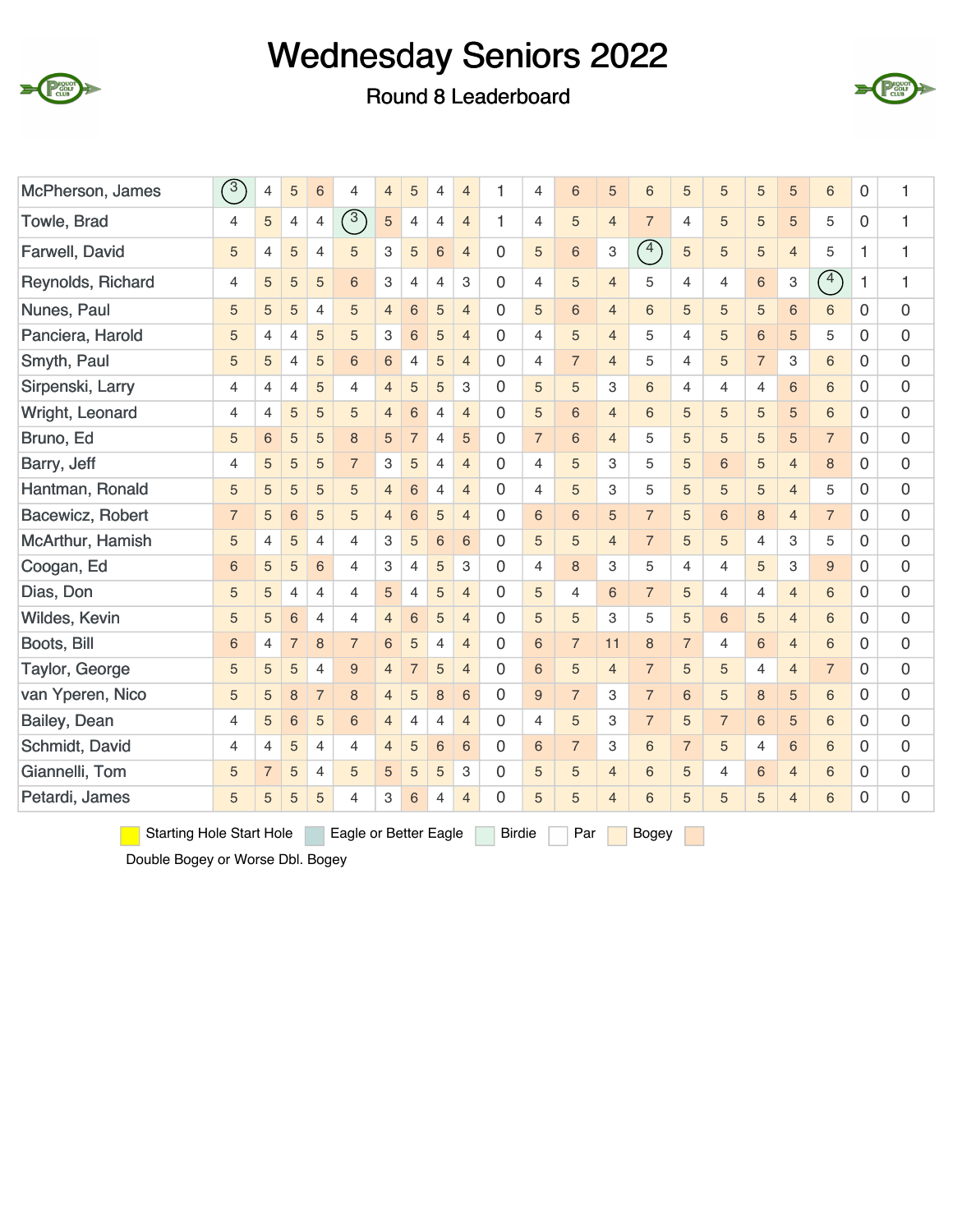# Wednesday Seniors 2022

## Round 8 Leaderboard

| | | | | | | | | | | | | | | | | | | | | | |
|---|---|---|---|---|---|---|---|---|---|---|---|---|---|---|---|---|---|---|---|---|---|
| McPherson, James | 3 | 4 | 5 | 6 | 4 | 4 | 5 | 4 | 4 | 1 | 4 | 6 | 5 | 6 | 5 | 5 | 5 | 5 | 6 | 0 | 1 |
| Towle, Brad | 4 | 5 | 4 | 4 | 3 | 5 | 4 | 4 | 4 | 1 | 4 | 5 | 4 | 7 | 4 | 5 | 5 | 5 | 5 | 0 | 1 |
| Farwell, David | 5 | 4 | 5 | 4 | 5 | 3 | 5 | 6 | 4 | 0 | 5 | 6 | 3 | 4 | 5 | 5 | 5 | 4 | 5 | 1 | 1 |
| Reynolds, Richard | 4 | 5 | 5 | 5 | 6 | 3 | 4 | 4 | 3 | 0 | 4 | 5 | 4 | 5 | 4 | 4 | 6 | 3 | 4 | 1 | 1 |
| Nunes, Paul | 5 | 5 | 5 | 4 | 5 | 4 | 6 | 5 | 4 | 0 | 5 | 6 | 4 | 6 | 5 | 5 | 5 | 6 | 6 | 0 | 0 |
| Panciera, Harold | 5 | 4 | 4 | 5 | 5 | 3 | 6 | 5 | 4 | 0 | 4 | 5 | 4 | 5 | 4 | 5 | 6 | 5 | 5 | 0 | 0 |
| Smyth, Paul | 5 | 5 | 4 | 5 | 6 | 6 | 4 | 5 | 4 | 0 | 4 | 7 | 4 | 5 | 4 | 5 | 7 | 3 | 6 | 0 | 0 |
| Sirpenski, Larry | 4 | 4 | 4 | 5 | 4 | 4 | 5 | 5 | 3 | 0 | 5 | 5 | 3 | 6 | 4 | 4 | 4 | 6 | 6 | 0 | 0 |
| Wright, Leonard | 4 | 4 | 5 | 5 | 5 | 4 | 6 | 4 | 4 | 0 | 5 | 6 | 4 | 6 | 5 | 5 | 5 | 5 | 6 | 0 | 0 |
| Bruno, Ed | 5 | 6 | 5 | 5 | 8 | 5 | 7 | 4 | 5 | 0 | 7 | 6 | 4 | 5 | 5 | 5 | 5 | 5 | 7 | 0 | 0 |
| Barry, Jeff | 4 | 5 | 5 | 5 | 7 | 3 | 5 | 4 | 4 | 0 | 4 | 5 | 3 | 5 | 5 | 6 | 5 | 4 | 8 | 0 | 0 |
| Hantman, Ronald | 5 | 5 | 5 | 5 | 5 | 4 | 6 | 4 | 4 | 0 | 4 | 5 | 3 | 5 | 5 | 5 | 5 | 4 | 5 | 0 | 0 |
| Bacewicz, Robert | 7 | 5 | 6 | 5 | 5 | 4 | 6 | 5 | 4 | 0 | 6 | 6 | 5 | 7 | 5 | 6 | 8 | 4 | 7 | 0 | 0 |
| McArthur, Hamish | 5 | 4 | 5 | 4 | 4 | 3 | 5 | 6 | 6 | 0 | 5 | 5 | 4 | 7 | 5 | 5 | 4 | 3 | 5 | 0 | 0 |
| Coogan, Ed | 6 | 5 | 5 | 6 | 4 | 3 | 4 | 5 | 3 | 0 | 4 | 8 | 3 | 5 | 4 | 4 | 5 | 3 | 9 | 0 | 0 |
| Dias, Don | 5 | 5 | 4 | 4 | 4 | 5 | 4 | 5 | 4 | 0 | 5 | 4 | 6 | 7 | 5 | 4 | 4 | 4 | 6 | 0 | 0 |
| Wildes, Kevin | 5 | 5 | 6 | 4 | 4 | 4 | 6 | 5 | 4 | 0 | 5 | 5 | 3 | 5 | 5 | 6 | 5 | 4 | 6 | 0 | 0 |
| Boots, Bill | 6 | 4 | 7 | 8 | 7 | 6 | 5 | 4 | 4 | 0 | 6 | 7 | 11 | 8 | 7 | 4 | 6 | 4 | 6 | 0 | 0 |
| Taylor, George | 5 | 5 | 5 | 4 | 9 | 4 | 7 | 5 | 4 | 0 | 6 | 5 | 4 | 7 | 5 | 5 | 4 | 4 | 7 | 0 | 0 |
| van Yperen, Nico | 5 | 5 | 8 | 7 | 8 | 4 | 5 | 8 | 6 | 0 | 9 | 7 | 3 | 7 | 6 | 5 | 8 | 5 | 6 | 0 | 0 |
| Bailey, Dean | 4 | 5 | 6 | 5 | 6 | 4 | 4 | 4 | 4 | 0 | 4 | 5 | 3 | 7 | 5 | 7 | 6 | 5 | 6 | 0 | 0 |
| Schmidt, David | 4 | 4 | 5 | 4 | 4 | 4 | 5 | 6 | 6 | 0 | 6 | 7 | 3 | 6 | 7 | 5 | 4 | 6 | 6 | 0 | 0 |
| Giannelli, Tom | 5 | 7 | 5 | 4 | 5 | 5 | 5 | 5 | 3 | 0 | 5 | 5 | 4 | 6 | 5 | 4 | 6 | 4 | 6 | 0 | 0 |
| Petardi, James | 5 | 5 | 5 | 5 | 4 | 3 | 6 | 4 | 4 | 0 | 5 | 5 | 4 | 6 | 5 | 5 | 5 | 4 | 6 | 0 | 0 |

Starting Hole Start Hole | Eagle or Better Eagle | Birdie | Par | Bogey | Double Bogey or Worse Dbl. Bogey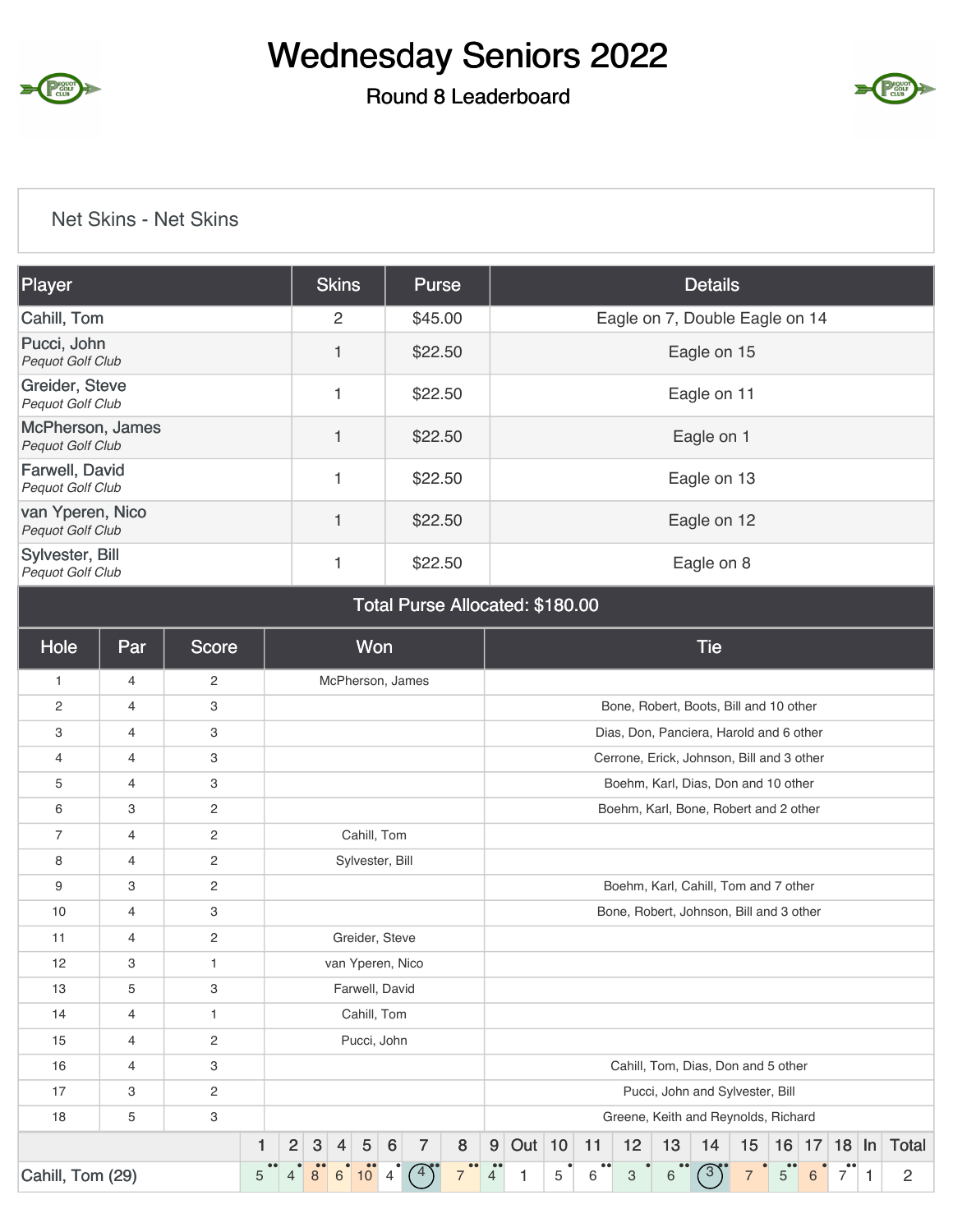# Wednesday Seniors 2022

## Round 8 Leaderboard

### Net Skins - Net Skins

| Player | Skins | Purse | Details |
|---|---|---|---|
| Cahill, Tom | 2 | $45.00 | Eagle on 7, Double Eagle on 14 |
| Pucci, John *Pequot Golf Club* | 1 | $22.50 | Eagle on 15 |
| Greider, Steve *Pequot Golf Club* | 1 | $22.50 | Eagle on 11 |
| McPherson, James *Pequot Golf Club* | 1 | $22.50 | Eagle on 1 |
| Farwell, David *Pequot Golf Club* | 1 | $22.50 | Eagle on 13 |
| van Yperen, Nico *Pequot Golf Club* | 1 | $22.50 | Eagle on 12 |
| Sylvester, Bill *Pequot Golf Club* | 1 | $22.50 | Eagle on 8 |

**Total Purse Allocated: $180.00**

| Hole | Par | Score | Won | Tie |
|---|---|---|---|---|
| 1 | 4 | 2 | McPherson, James | |
| 2 | 4 | 3 | | Bone, Robert, Boots, Bill and 10 other |
| 3 | 4 | 3 | | Dias, Don, Panciera, Harold and 6 other |
| 4 | 4 | 3 | | Cerrone, Erick, Johnson, Bill and 3 other |
| 5 | 4 | 3 | | Boehm, Karl, Dias, Don and 10 other |
| 6 | 3 | 2 | | Boehm, Karl, Bone, Robert and 2 other |
| 7 | 4 | 2 | Cahill, Tom | |
| 8 | 4 | 2 | Sylvester, Bill | |
| 9 | 3 | 2 | | Boehm, Karl, Cahill, Tom and 7 other |
| 10 | 4 | 3 | | Bone, Robert, Johnson, Bill and 3 other |
| 11 | 4 | 2 | Greider, Steve | |
| 12 | 3 | 1 | van Yperen, Nico | |
| 13 | 5 | 3 | Farwell, David | |
| 14 | 4 | 1 | Cahill, Tom | |
| 15 | 4 | 2 | Pucci, John | |
| 16 | 4 | 3 | | Cahill, Tom, Dias, Don and 5 other |
| 17 | 3 | 2 | | Pucci, John and Sylvester, Bill |
| 18 | 5 | 3 | | Greene, Keith and Reynolds, Richard |

| | 1 | 2 | 3 | 4 | 5 | 6 | 7 | 8 | 9 | Out | 10 | 11 | 12 | 13 | 14 | 15 | 16 | 17 | 18 | In | Total |
|---|---|---|---|---|---|---|---|---|---|---|---|---|---|---|---|---|---|---|---|---|---|
| Cahill, Tom (29) | 5 | 4 | 8 | 6 | 10 | 4 | 4 | 7 | 4 | 1 | 5 | 6 | 3 | 6 | 3 | 7 | 5 | 6 | 7 | 1 | 2 |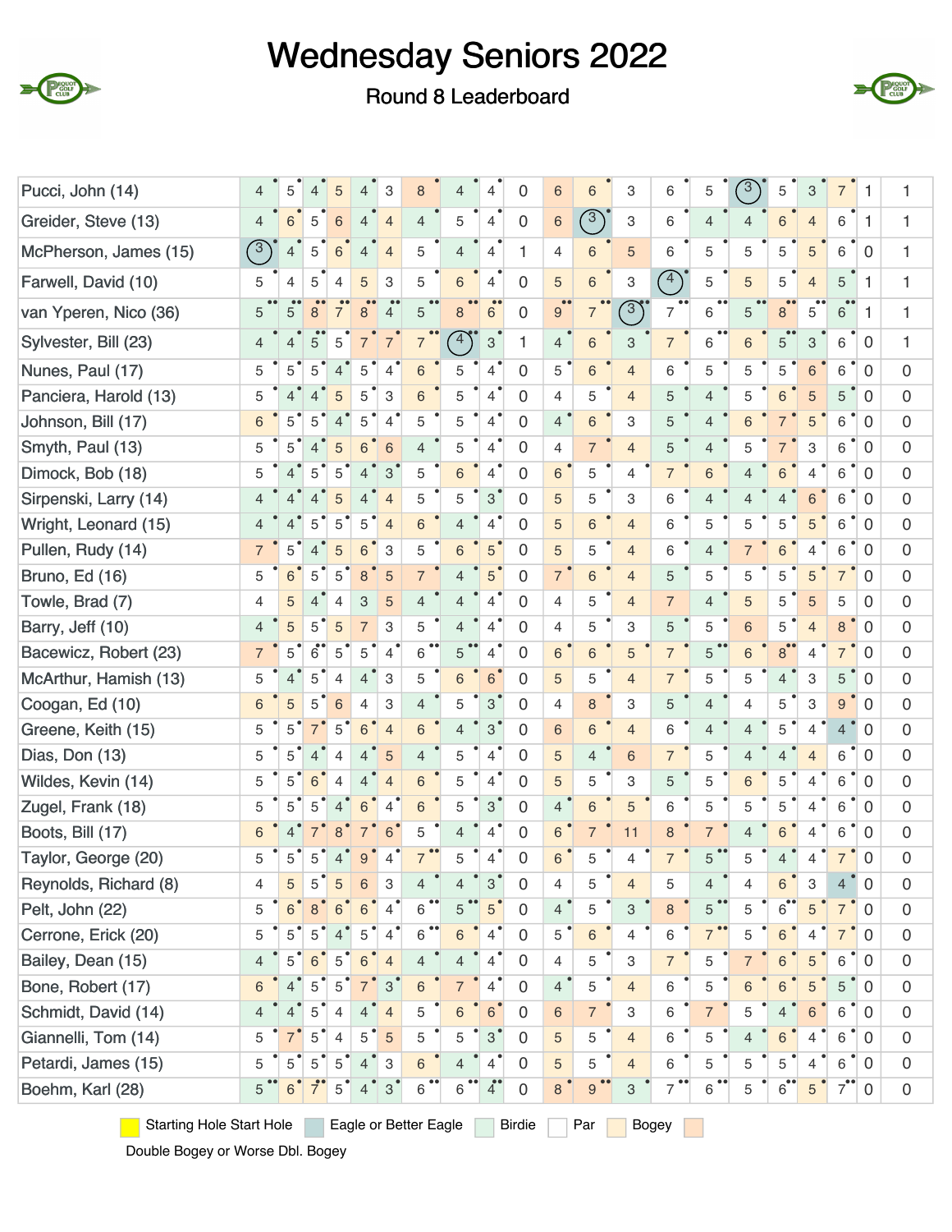# Wednesday Seniors 2022

## Round 8 Leaderboard

| | | | | | | | | | | | | | | | | | | | | | |
|---|---|---|---|---|---|---|---|---|---|---|---|---|---|---|---|---|---|---|---|---|---|
| Pucci, John (14) | 4 | 5 | 4 | 5 | 4 | 3 | 8 | 4 | 4 | 0 | 6 | 6 | 3 | 6 | 5 | 3 | 5 | 3 | 7 | 1 | 1 |
| Greider, Steve (13) | 4 | 6 | 5 | 6 | 4 | 4 | 4 | 5 | 4 | 0 | 6 | 3 | 3 | 6 | 4 | 4 | 6 | 4 | 6 | 1 | 1 |
| McPherson, James (15) | 3 | 4 | 5 | 6 | 4 | 4 | 5 | 4 | 4 | 1 | 4 | 6 | 5 | 6 | 5 | 5 | 5 | 5 | 6 | 0 | 1 |
| Farwell, David (10) | 5 | 4 | 5 | 4 | 5 | 3 | 5 | 6 | 4 | 0 | 5 | 6 | 3 | 4 | 5 | 5 | 5 | 4 | 5 | 1 | 1 |
| van Yperen, Nico (36) | 5 | 5 | 8 | 7 | 8 | 4 | 5 | 8 | 6 | 0 | 9 | 7 | 3 | 7 | 6 | 5 | 8 | 5 | 6 | 1 | 1 |
| Sylvester, Bill (23) | 4 | 4 | 5 | 5 | 7 | 7 | 7 | 4 | 3 | 1 | 4 | 6 | 3 | 7 | 6 | 6 | 5 | 3 | 6 | 0 | 1 |
| Nunes, Paul (17) | 5 | 5 | 5 | 4 | 5 | 4 | 6 | 5 | 4 | 0 | 5 | 6 | 4 | 6 | 5 | 5 | 5 | 6 | 6 | 0 | 0 |
| Panciera, Harold (13) | 5 | 4 | 4 | 5 | 5 | 3 | 6 | 5 | 4 | 0 | 4 | 5 | 4 | 5 | 4 | 5 | 6 | 5 | 5 | 0 | 0 |
| Johnson, Bill (17) | 6 | 5 | 5 | 4 | 5 | 4 | 5 | 5 | 4 | 0 | 4 | 6 | 3 | 5 | 4 | 6 | 7 | 5 | 6 | 0 | 0 |
| Smyth, Paul (13) | 5 | 5 | 4 | 5 | 6 | 6 | 4 | 5 | 4 | 0 | 4 | 7 | 4 | 5 | 4 | 5 | 7 | 3 | 6 | 0 | 0 |
| Dimock, Bob (18) | 5 | 4 | 5 | 5 | 4 | 3 | 5 | 6 | 4 | 0 | 6 | 5 | 4 | 7 | 6 | 4 | 6 | 4 | 6 | 0 | 0 |
| Sirpenski, Larry (14) | 4 | 4 | 4 | 5 | 4 | 4 | 5 | 5 | 3 | 0 | 5 | 5 | 3 | 6 | 4 | 4 | 4 | 6 | 6 | 0 | 0 |
| Wright, Leonard (15) | 4 | 4 | 5 | 5 | 5 | 4 | 6 | 4 | 4 | 0 | 5 | 6 | 4 | 6 | 5 | 5 | 5 | 5 | 6 | 0 | 0 |
| Pullen, Rudy (14) | 7 | 5 | 4 | 5 | 6 | 3 | 5 | 6 | 5 | 0 | 5 | 5 | 4 | 6 | 4 | 7 | 6 | 4 | 6 | 0 | 0 |
| Bruno, Ed (16) | 5 | 6 | 5 | 5 | 8 | 5 | 7 | 4 | 5 | 0 | 7 | 6 | 4 | 5 | 5 | 5 | 5 | 5 | 7 | 0 | 0 |
| Towle, Brad (7) | 4 | 5 | 4 | 4 | 3 | 5 | 4 | 4 | 4 | 0 | 4 | 5 | 4 | 7 | 4 | 5 | 5 | 5 | 5 | 0 | 0 |
| Barry, Jeff (10) | 4 | 5 | 5 | 5 | 7 | 3 | 5 | 4 | 4 | 0 | 4 | 5 | 3 | 5 | 5 | 6 | 5 | 4 | 8 | 0 | 0 |
| Bacewicz, Robert (23) | 7 | 5 | 6 | 5 | 5 | 4 | 6 | 5 | 4 | 0 | 6 | 6 | 5 | 7 | 5 | 6 | 8 | 4 | 7 | 0 | 0 |
| McArthur, Hamish (13) | 5 | 4 | 5 | 4 | 4 | 3 | 5 | 6 | 6 | 0 | 5 | 5 | 4 | 7 | 5 | 5 | 4 | 3 | 5 | 0 | 0 |
| Coogan, Ed (10) | 6 | 5 | 5 | 6 | 4 | 3 | 4 | 5 | 3 | 0 | 4 | 8 | 3 | 5 | 4 | 4 | 5 | 3 | 9 | 0 | 0 |
| Greene, Keith (15) | 5 | 5 | 7 | 5 | 6 | 4 | 6 | 4 | 3 | 0 | 6 | 6 | 4 | 6 | 4 | 4 | 5 | 4 | 4 | 0 | 0 |
| Dias, Don (13) | 5 | 5 | 4 | 4 | 4 | 5 | 4 | 5 | 4 | 0 | 5 | 4 | 6 | 7 | 5 | 4 | 4 | 4 | 6 | 0 | 0 |
| Wildes, Kevin (14) | 5 | 5 | 6 | 4 | 4 | 4 | 6 | 5 | 4 | 0 | 5 | 5 | 3 | 5 | 5 | 6 | 5 | 4 | 6 | 0 | 0 |
| Zugel, Frank (18) | 5 | 5 | 5 | 4 | 6 | 4 | 6 | 5 | 3 | 0 | 4 | 6 | 5 | 6 | 5 | 5 | 5 | 4 | 6 | 0 | 0 |
| Boots, Bill (17) | 6 | 4 | 7 | 8 | 7 | 6 | 5 | 4 | 4 | 0 | 6 | 7 | 11 | 8 | 7 | 4 | 6 | 4 | 6 | 0 | 0 |
| Taylor, George (20) | 5 | 5 | 5 | 4 | 9 | 4 | 7 | 5 | 4 | 0 | 6 | 5 | 4 | 7 | 5 | 5 | 4 | 4 | 7 | 0 | 0 |
| Reynolds, Richard (8) | 4 | 5 | 5 | 5 | 6 | 3 | 4 | 4 | 3 | 0 | 4 | 5 | 4 | 5 | 4 | 4 | 6 | 3 | 4 | 0 | 0 |
| Pelt, John (22) | 5 | 6 | 8 | 6 | 6 | 4 | 6 | 5 | 5 | 0 | 4 | 5 | 3 | 8 | 5 | 5 | 6 | 5 | 7 | 0 | 0 |
| Cerrone, Erick (20) | 5 | 5 | 5 | 4 | 5 | 4 | 6 | 6 | 4 | 0 | 5 | 6 | 4 | 6 | 7 | 5 | 6 | 4 | 7 | 0 | 0 |
| Bailey, Dean (15) | 4 | 5 | 6 | 5 | 6 | 4 | 4 | 4 | 4 | 0 | 4 | 5 | 3 | 7 | 5 | 7 | 6 | 5 | 6 | 0 | 0 |
| Bone, Robert (17) | 6 | 4 | 5 | 5 | 7 | 3 | 6 | 7 | 4 | 0 | 4 | 5 | 4 | 6 | 5 | 6 | 6 | 5 | 5 | 0 | 0 |
| Schmidt, David (14) | 4 | 4 | 5 | 4 | 4 | 4 | 5 | 6 | 6 | 0 | 6 | 7 | 3 | 6 | 7 | 5 | 4 | 6 | 6 | 0 | 0 |
| Giannelli, Tom (14) | 5 | 7 | 5 | 4 | 5 | 5 | 5 | 5 | 3 | 0 | 5 | 5 | 4 | 6 | 5 | 4 | 6 | 4 | 6 | 0 | 0 |
| Petardi, James (15) | 5 | 5 | 5 | 5 | 4 | 3 | 6 | 4 | 4 | 0 | 5 | 5 | 4 | 6 | 5 | 5 | 5 | 4 | 6 | 0 | 0 |
| Boehm, Karl (28) | 5 | 6 | 7 | 5 | 4 | 3 | 6 | 6 | 4 | 0 | 8 | 9 | 3 | 7 | 6 | 5 | 6 | 5 | 7 | 0 | 0 |

Starting Hole Start Hole | Eagle or Better Eagle | Birdie | Par | Bogey | Double Bogey or Worse Dbl. Bogey